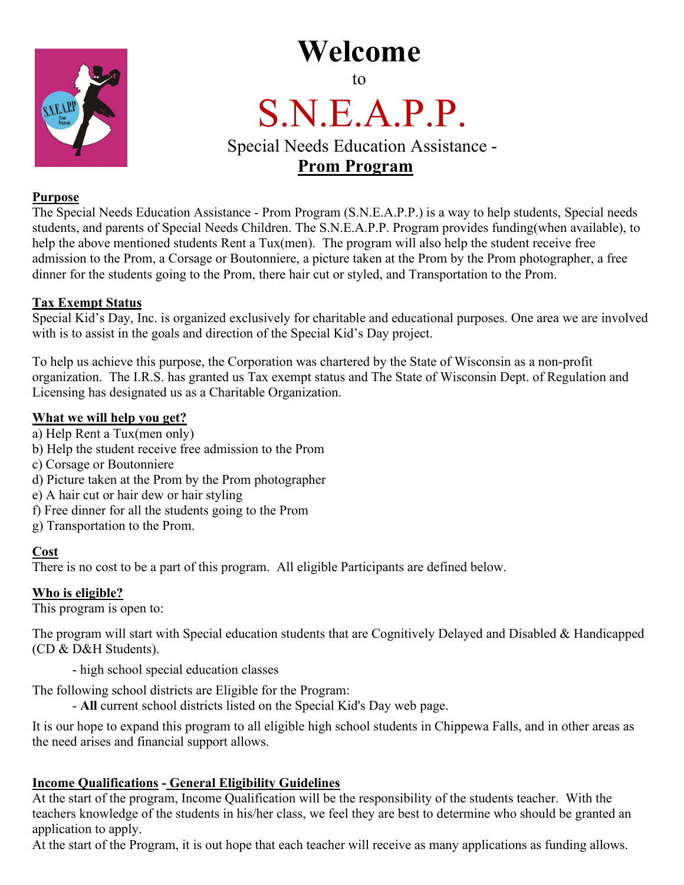# Welcome

to

# S.N.E.A.P.P.

## Special Needs Education Assistance - **Prom Program**

**Purpose**

The Special Needs Education Assistance - Prom Program (S.N.E.A.P.P.) is a way to help students, Special needs students, and parents of Special Needs Children. The S.N.E.A.P.P. Program provides funding(when available), to help the above mentioned students Rent a Tux(men). The program will also help the student receive free admission to the Prom, a Corsage or Boutonniere, a picture taken at the Prom by the Prom photographer, a free dinner for the students going to the Prom, there hair cut or styled, and Transportation to the Prom.

**Tax Exempt Status**

Special Kid's Day, Inc. is organized exclusively for charitable and educational purposes. One area we are involved with is to assist in the goals and direction of the Special Kid's Day project.

To help us achieve this purpose, the Corporation was chartered by the State of Wisconsin as a non-profit organization. The I.R.S. has granted us Tax exempt status and The State of Wisconsin Dept. of Regulation and Licensing has designated us as a Charitable Organization.

**What we will help you get?**

a) Help Rent a Tux(men only)
b) Help the student receive free admission to the Prom
c) Corsage or Boutonniere
d) Picture taken at the Prom by the Prom photographer
e) A hair cut or hair dew or hair styling
f) Free dinner for all the students going to the Prom
g) Transportation to the Prom.

**Cost**

There is no cost to be a part of this program. All eligible Participants are defined below.

**Who is eligible?**

This program is open to:

The program will start with Special education students that are Cognitively Delayed and Disabled & Handicapped (CD & D&H Students).

- high school special education classes

The following school districts are Eligible for the Program:

- **All** current school districts listed on the Special Kid's Day web page.

It is our hope to expand this program to all eligible high school students in Chippewa Falls, and in other areas as the need arises and financial support allows.

**Income Qualifications - General Eligibility Guidelines**

At the start of the program, Income Qualification will be the responsibility of the students teacher. With the teachers knowledge of the students in his/her class, we feel they are best to determine who should be granted an application to apply.

At the start of the Program, it is out hope that each teacher will receive as many applications as funding allows.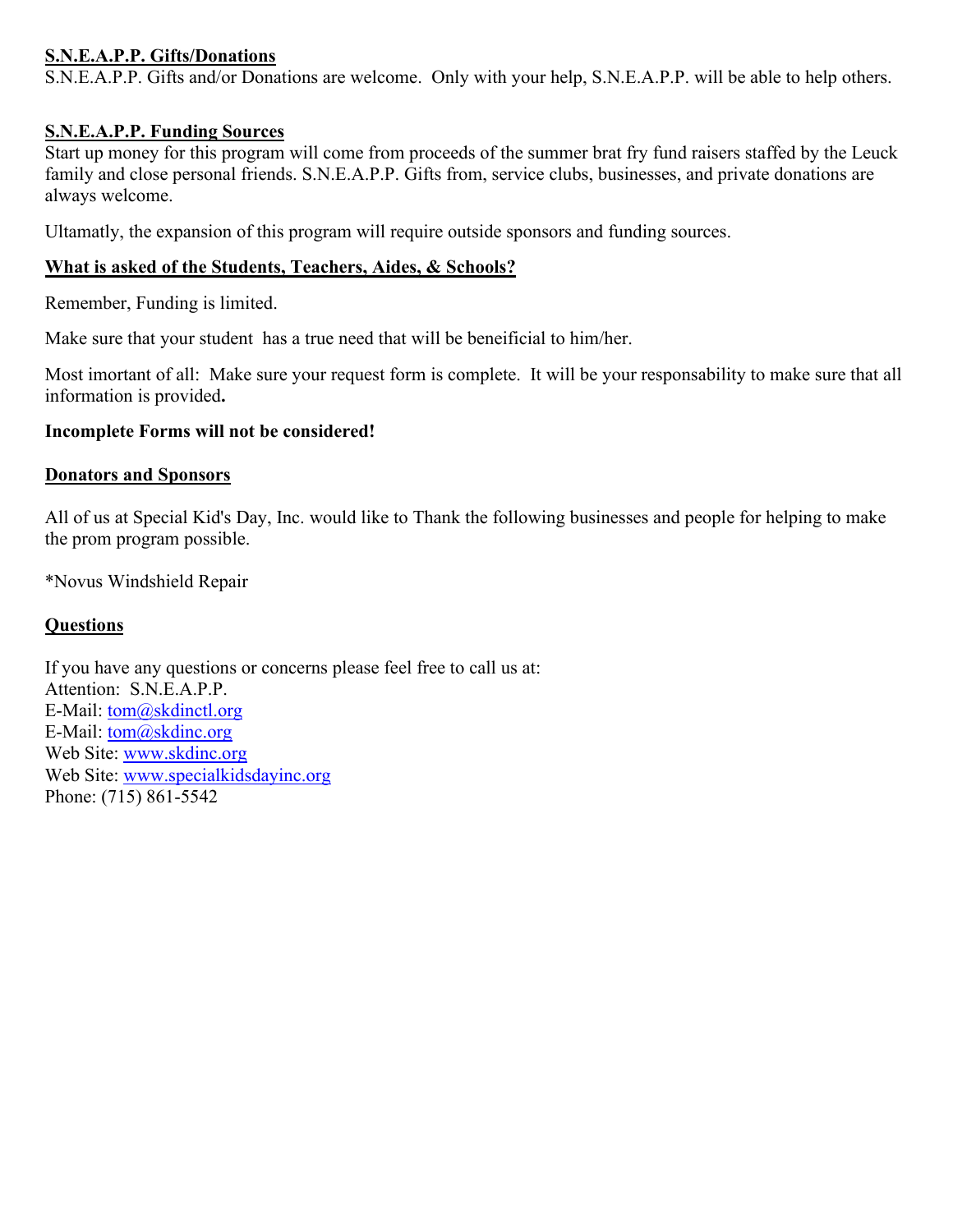**S.N.E.A.P.P. Gifts/Donations**

S.N.E.A.P.P. Gifts and/or Donations are welcome. Only with your help, S.N.E.A.P.P. will be able to help others.

**S.N.E.A.P.P. Funding Sources**

Start up money for this program will come from proceeds of the summer brat fry fund raisers staffed by the Leuck family and close personal friends. S.N.E.A.P.P. Gifts from, service clubs, businesses, and private donations are always welcome.

Ultamatly, the expansion of this program will require outside sponsors and funding sources.

**What is asked of the Students, Teachers, Aides, & Schools?**

Remember, Funding is limited.

Make sure that your student has a true need that will be beneificial to him/her.

Most imortant of all: Make sure your request form is complete. It will be your responsability to make sure that all information is provided**.**

**Incomplete Forms will not be considered!**

**Donators and Sponsors**

All of us at Special Kid's Day, Inc. would like to Thank the following businesses and people for helping to make the prom program possible.

*Novus Windshield Repair

**Questions**

If you have any questions or concerns please feel free to call us at:
Attention: S.N.E.A.P.P.
E-Mail: tom@skdinctl.org
E-Mail: tom@skdinc.org
Web Site: www.skdinc.org
Web Site: www.specialkidsdayinc.org
Phone: (715) 861-5542